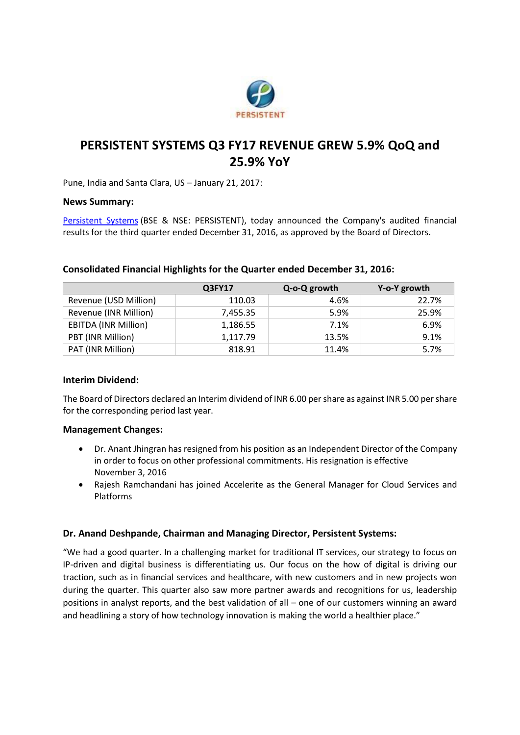# PERSISTENT SYSTEMS Q3 FY17 REVENUE GREW 5.9% QoQ and 25.9% YoY

Pune, India and Santa Clara, US – January 21, 2017:

**News Summary:**

Persistent Systems (BSE & NSE: PERSISTENT), today announced the Company's audited financial results for the third quarter ended December 31, 2016, as approved by the Board of Directors.

**Consolidated Financial Highlights for the Quarter ended December 31, 2016:**

| | Q3FY17 | Q-o-Q growth | Y-o-Y growth |
|---|---|---|---|
| Revenue (USD Million) | 110.03 | 4.6% | 22.7% |
| Revenue (INR Million) | 7,455.35 | 5.9% | 25.9% |
| EBITDA (INR Million) | 1,186.55 | 7.1% | 6.9% |
| PBT (INR Million) | 1,117.79 | 13.5% | 9.1% |
| PAT (INR Million) | 818.91 | 11.4% | 5.7% |

**Interim Dividend:**

The Board of Directors declared an Interim dividend of INR 6.00 per share as against INR 5.00 per share for the corresponding period last year.

**Management Changes:**

- Dr. Anant Jhingran has resigned from his position as an Independent Director of the Company in order to focus on other professional commitments. His resignation is effective November 3, 2016
- Rajesh Ramchandani has joined Accelerite as the General Manager for Cloud Services and Platforms

**Dr. Anand Deshpande, Chairman and Managing Director, Persistent Systems:**

"We had a good quarter. In a challenging market for traditional IT services, our strategy to focus on IP-driven and digital business is differentiating us. Our focus on the how of digital is driving our traction, such as in financial services and healthcare, with new customers and in new projects won during the quarter. This quarter also saw more partner awards and recognitions for us, leadership positions in analyst reports, and the best validation of all – one of our customers winning an award and headlining a story of how technology innovation is making the world a healthier place."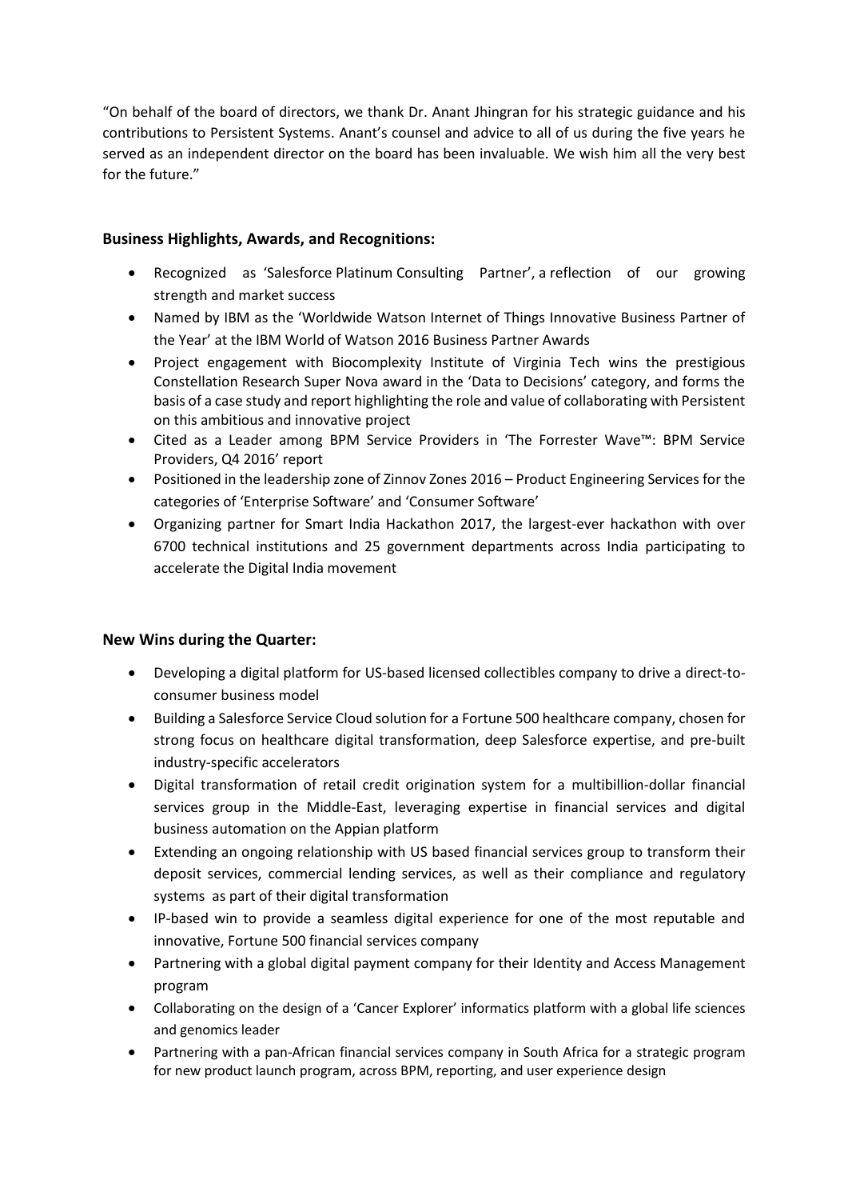"On behalf of the board of directors, we thank Dr. Anant Jhingran for his strategic guidance and his contributions to Persistent Systems. Anant's counsel and advice to all of us during the five years he served as an independent director on the board has been invaluable. We wish him all the very best for the future."

### Business Highlights, Awards, and Recognitions:

- Recognized as 'Salesforce Platinum Consulting Partner', a reflection of our growing strength and market success
- Named by IBM as the 'Worldwide Watson Internet of Things Innovative Business Partner of the Year' at the IBM World of Watson 2016 Business Partner Awards
- Project engagement with Biocomplexity Institute of Virginia Tech wins the prestigious Constellation Research Super Nova award in the 'Data to Decisions' category, and forms the basis of a case study and report highlighting the role and value of collaborating with Persistent on this ambitious and innovative project
- Cited as a Leader among BPM Service Providers in 'The Forrester Wave™: BPM Service Providers, Q4 2016' report
- Positioned in the leadership zone of Zinnov Zones 2016 – Product Engineering Services for the categories of 'Enterprise Software' and 'Consumer Software'
- Organizing partner for Smart India Hackathon 2017, the largest-ever hackathon with over 6700 technical institutions and 25 government departments across India participating to accelerate the Digital India movement

### New Wins during the Quarter:

- Developing a digital platform for US-based licensed collectibles company to drive a direct-to-consumer business model
- Building a Salesforce Service Cloud solution for a Fortune 500 healthcare company, chosen for strong focus on healthcare digital transformation, deep Salesforce expertise, and pre-built industry-specific accelerators
- Digital transformation of retail credit origination system for a multibillion-dollar financial services group in the Middle-East, leveraging expertise in financial services and digital business automation on the Appian platform
- Extending an ongoing relationship with US based financial services group to transform their deposit services, commercial lending services, as well as their compliance and regulatory systems as part of their digital transformation
- IP-based win to provide a seamless digital experience for one of the most reputable and innovative, Fortune 500 financial services company
- Partnering with a global digital payment company for their Identity and Access Management program
- Collaborating on the design of a 'Cancer Explorer' informatics platform with a global life sciences and genomics leader
- Partnering with a pan-African financial services company in South Africa for a strategic program for new product launch program, across BPM, reporting, and user experience design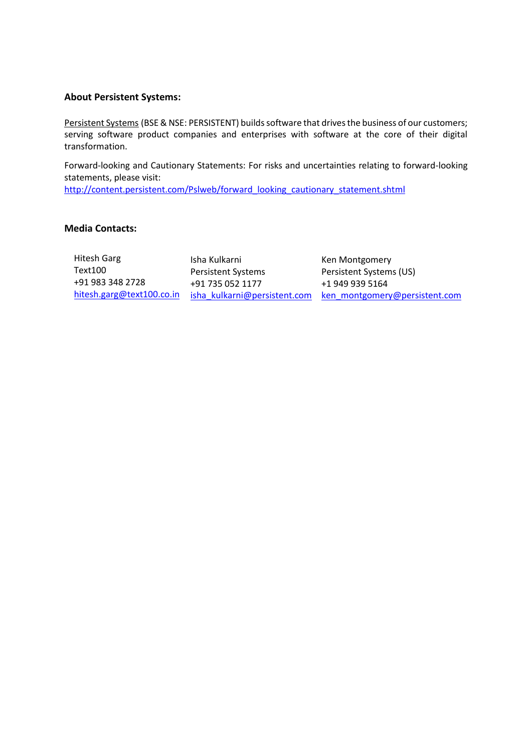**About Persistent Systems:**

Persistent Systems (BSE & NSE: PERSISTENT) builds software that drives the business of our customers; serving software product companies and enterprises with software at the core of their digital transformation.

Forward-looking and Cautionary Statements: For risks and uncertainties relating to forward-looking statements, please visit:
http://content.persistent.com/Pslweb/forward_looking_cautionary_statement.shtml

**Media Contacts:**

| | | |
|---|---|---|
| Hitesh Garg<br>Text100<br>+91 983 348 2728<br>hitesh.garg@text100.co.in | Isha Kulkarni<br>Persistent Systems<br>+91 735 052 1177<br>isha_kulkarni@persistent.com | Ken Montgomery<br>Persistent Systems (US)<br>+1 949 939 5164<br>ken_montgomery@persistent.com |